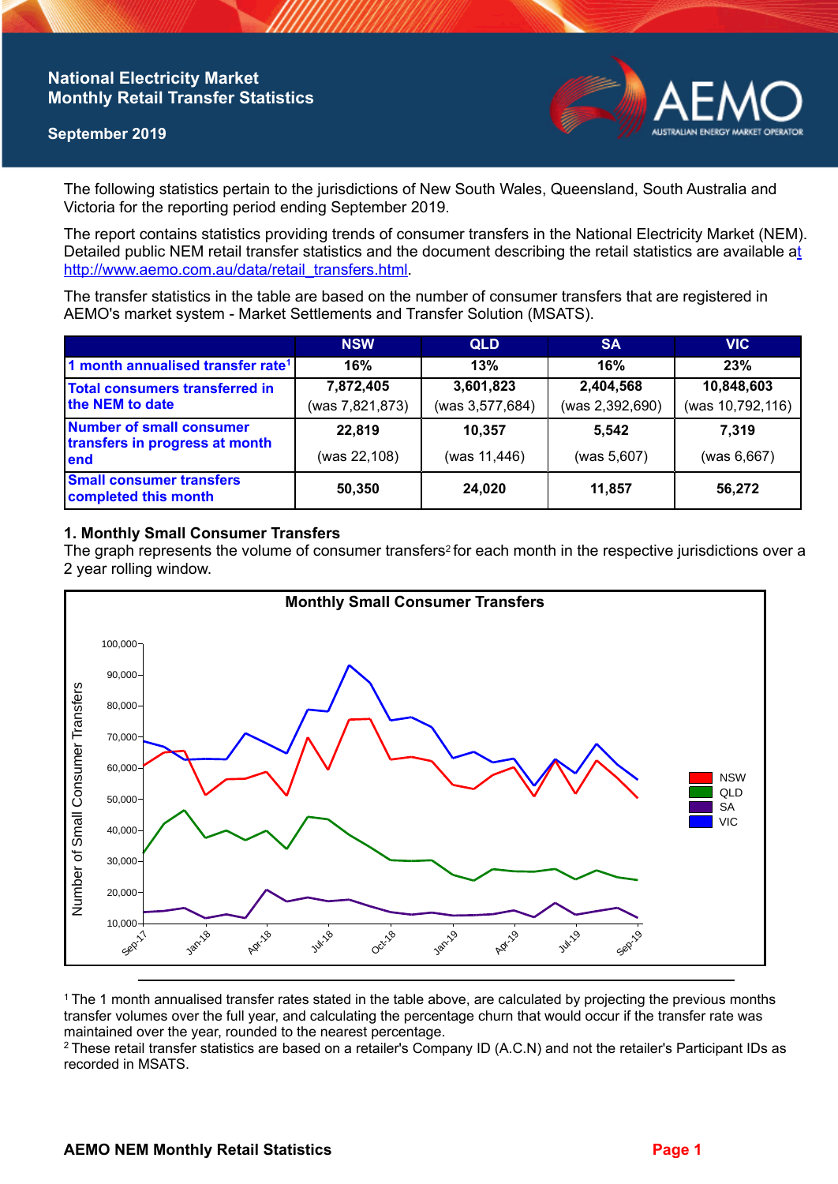# National Electricity Market
## Monthly Retail Transfer Statistics

**September 2019**

The following statistics pertain to the jurisdictions of New South Wales, Queensland, South Australia and Victoria for the reporting period ending September 2019.

The report contains statistics providing trends of consumer transfers in the National Electricity Market (NEM). Detailed public NEM retail transfer statistics and the document describing the retail statistics are available at http://www.aemo.com.au/data/retail_transfers.html.

The transfer statistics in the table are based on the number of consumer transfers that are registered in AEMO's market system - Market Settlements and Transfer Solution (MSATS).

| | NSW | QLD | SA | VIC |
|---|---|---|---|---|
| 1 month annualised transfer rate[1] | 16% | 13% | 16% | 23% |
| Total consumers transferred in the NEM to date | 7,872,405 (was 7,821,873) | 3,601,823 (was 3,577,684) | 2,404,568 (was 2,392,690) | 10,848,603 (was 10,792,116) |
| Number of small consumer transfers in progress at month end | 22,819 (was 22,108) | 10,357 (was 11,446) | 5,542 (was 5,607) | 7,319 (was 6,667) |
| Small consumer transfers completed this month | 50,350 | 24,020 | 11,857 | 56,272 |

### 1. Monthly Small Consumer Transfers

The graph represents the volume of consumer transfers[2] for each month in the respective jurisdictions over a 2 year rolling window.

**Monthly Small Consumer Transfers**

[1] The 1 month annualised transfer rates stated in the table above, are calculated by projecting the previous months transfer volumes over the full year, and calculating the percentage churn that would occur if the transfer rate was maintained over the year, rounded to the nearest percentage.

[2] These retail transfer statistics are based on a retailer's Company ID (A.C.N) and not the retailer's Participant IDs as recorded in MSATS.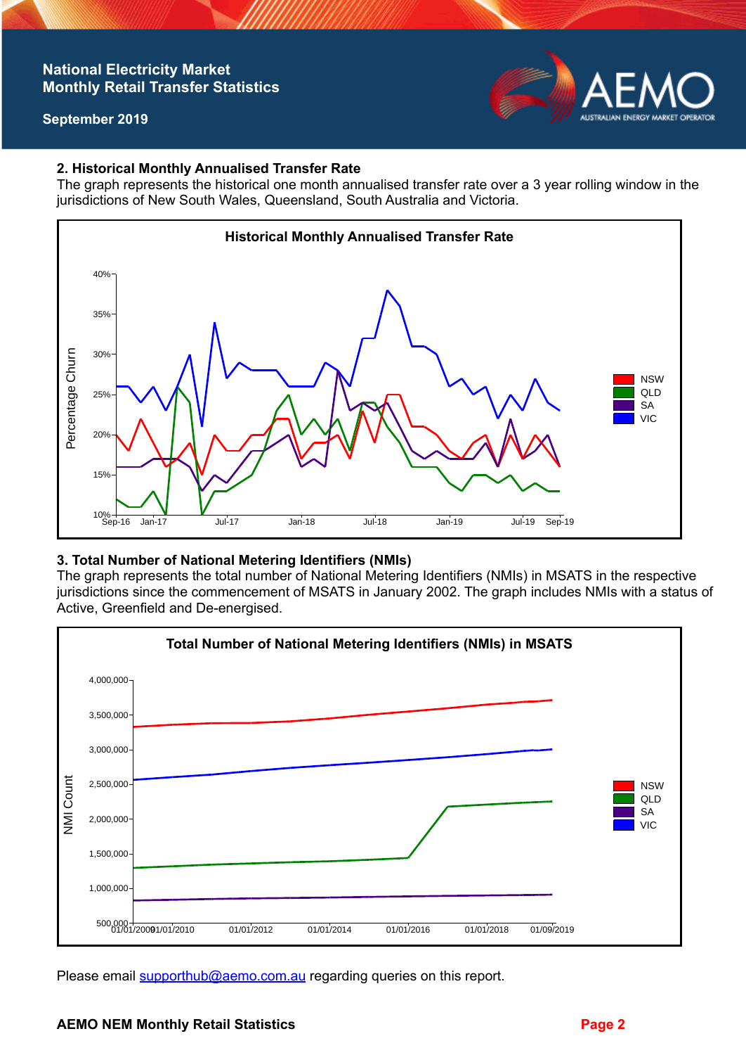National Electricity Market
Monthly Retail Transfer Statistics

September 2019

## 2. Historical Monthly Annualised Transfer Rate

The graph represents the historical one month annualised transfer rate over a 3 year rolling window in the jurisdictions of New South Wales, Queensland, South Australia and Victoria.

Historical Monthly Annualised Transfer Rate

Percentage Churn

40%
35%
30%
25%
20%
15%
10%

Sep-16 Jan-17 Jul-17 Jan-18 Jul-18 Jan-19 Jul-19 Sep-19

NSW
QLD
SA
VIC

## 3. Total Number of National Metering Identifiers (NMIs)

The graph represents the total number of National Metering Identifiers (NMIs) in MSATS in the respective jurisdictions since the commencement of MSATS in January 2002. The graph includes NMIs with a status of Active, Greenfield and De-energised.

Total Number of National Metering Identifiers (NMIs) in MSATS

NMI Count

4,000,000
3,500,000
3,000,000
2,500,000
2,000,000
1,500,000
1,000,000
500,000

01/01/2009 01/01/2010 01/01/2012 01/01/2014 01/01/2016 01/01/2018 01/09/2019

NSW
QLD
SA
VIC

Please email supporthub@aemo.com.au regarding queries on this report.